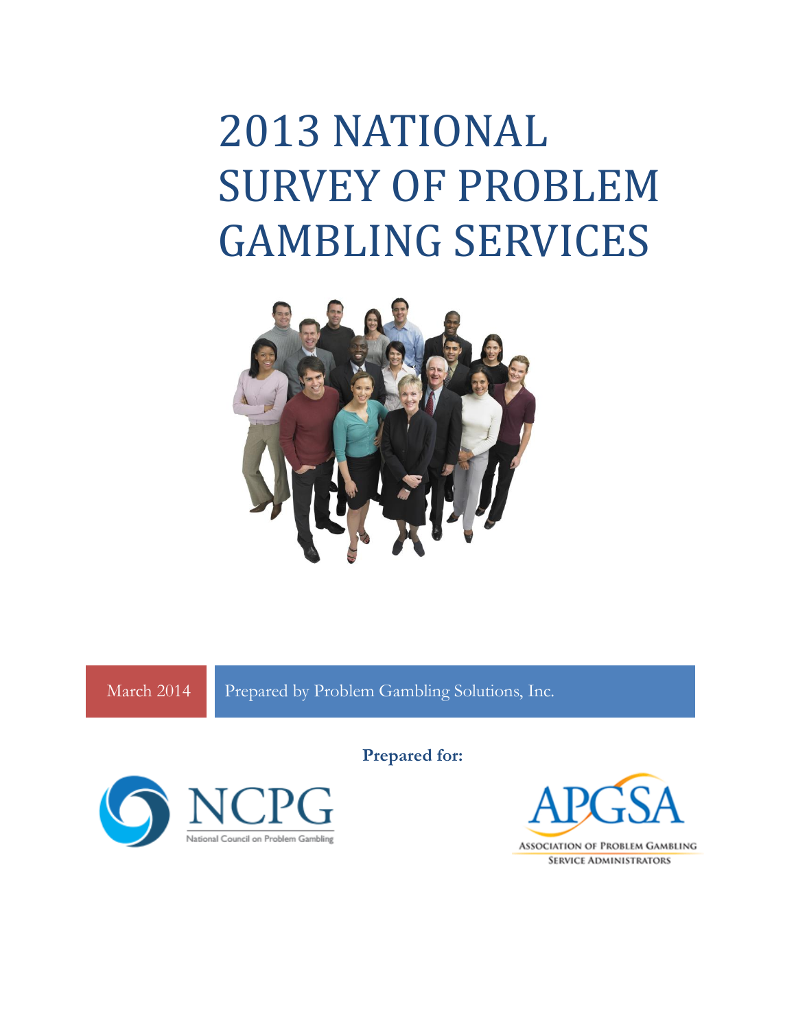# 2013 NATIONAL SURVEY OF PROBLEM GAMBLING SERVICES

March 2014

Prepared by Problem Gambling Solutions, Inc.

**Prepared for:**

NCPG
National Council on Problem Gambling

APGSA
Association of Problem Gambling Service Administrators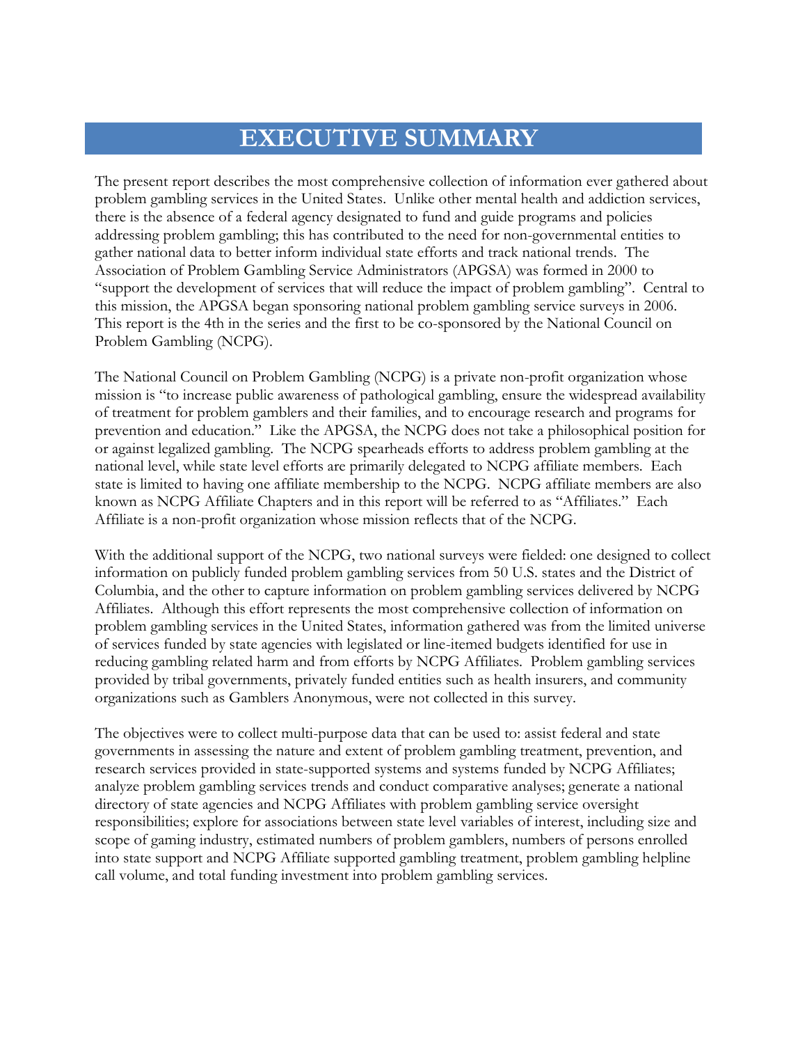# EXECUTIVE SUMMARY

The present report describes the most comprehensive collection of information ever gathered about problem gambling services in the United States. Unlike other mental health and addiction services, there is the absence of a federal agency designated to fund and guide programs and policies addressing problem gambling; this has contributed to the need for non-governmental entities to gather national data to better inform individual state efforts and track national trends. The Association of Problem Gambling Service Administrators (APGSA) was formed in 2000 to "support the development of services that will reduce the impact of problem gambling". Central to this mission, the APGSA began sponsoring national problem gambling service surveys in 2006. This report is the 4th in the series and the first to be co-sponsored by the National Council on Problem Gambling (NCPG).

The National Council on Problem Gambling (NCPG) is a private non-profit organization whose mission is "to increase public awareness of pathological gambling, ensure the widespread availability of treatment for problem gamblers and their families, and to encourage research and programs for prevention and education." Like the APGSA, the NCPG does not take a philosophical position for or against legalized gambling. The NCPG spearheads efforts to address problem gambling at the national level, while state level efforts are primarily delegated to NCPG affiliate members. Each state is limited to having one affiliate membership to the NCPG. NCPG affiliate members are also known as NCPG Affiliate Chapters and in this report will be referred to as "Affiliates." Each Affiliate is a non-profit organization whose mission reflects that of the NCPG.

With the additional support of the NCPG, two national surveys were fielded: one designed to collect information on publicly funded problem gambling services from 50 U.S. states and the District of Columbia, and the other to capture information on problem gambling services delivered by NCPG Affiliates. Although this effort represents the most comprehensive collection of information on problem gambling services in the United States, information gathered was from the limited universe of services funded by state agencies with legislated or line-itemed budgets identified for use in reducing gambling related harm and from efforts by NCPG Affiliates. Problem gambling services provided by tribal governments, privately funded entities such as health insurers, and community organizations such as Gamblers Anonymous, were not collected in this survey.

The objectives were to collect multi-purpose data that can be used to: assist federal and state governments in assessing the nature and extent of problem gambling treatment, prevention, and research services provided in state-supported systems and systems funded by NCPG Affiliates; analyze problem gambling services trends and conduct comparative analyses; generate a national directory of state agencies and NCPG Affiliates with problem gambling service oversight responsibilities; explore for associations between state level variables of interest, including size and scope of gaming industry, estimated numbers of problem gamblers, numbers of persons enrolled into state support and NCPG Affiliate supported gambling treatment, problem gambling helpline call volume, and total funding investment into problem gambling services.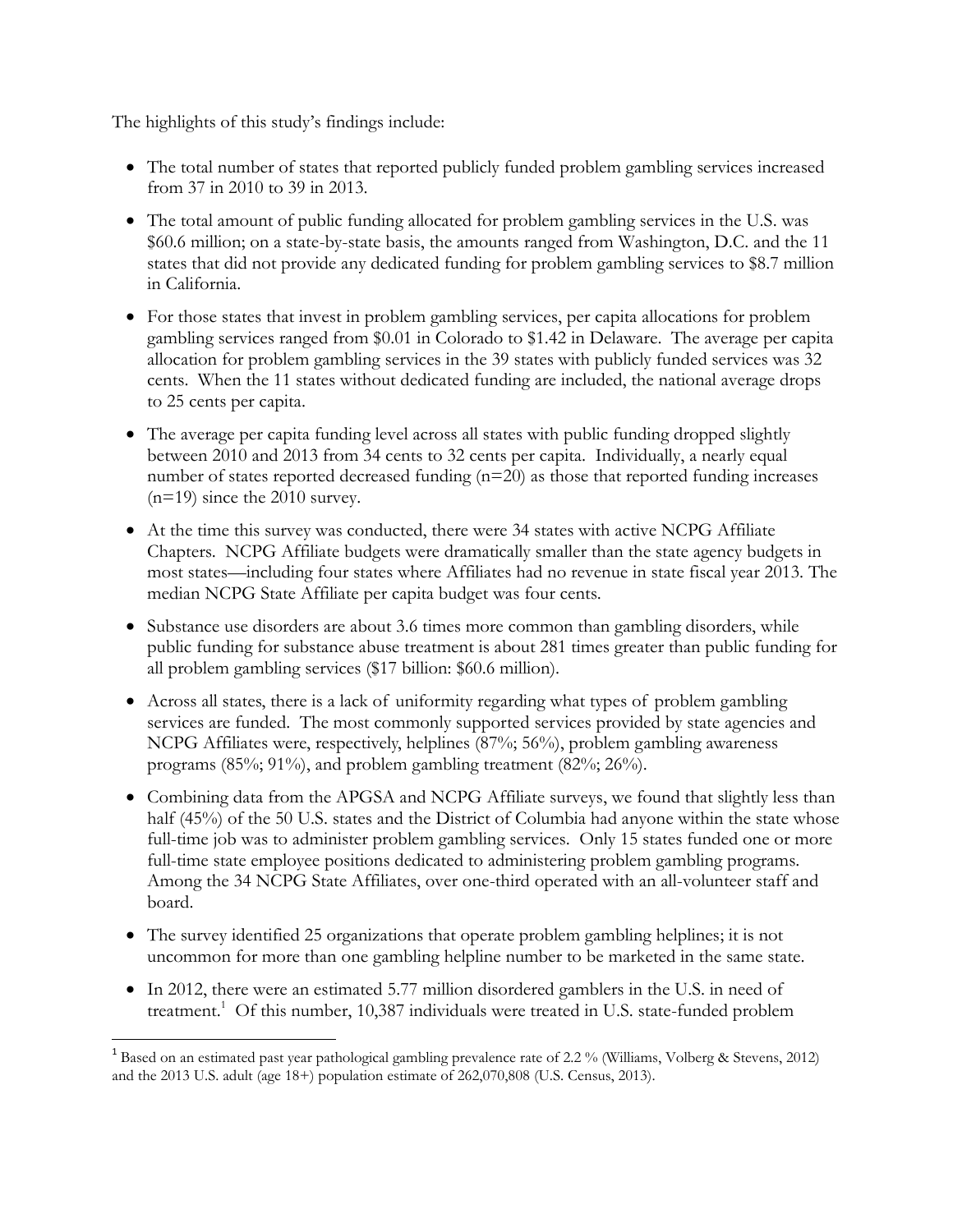The highlights of this study's findings include:

- The total number of states that reported publicly funded problem gambling services increased from 37 in 2010 to 39 in 2013.
- The total amount of public funding allocated for problem gambling services in the U.S. was $60.6 million; on a state-by-state basis, the amounts ranged from Washington, D.C. and the 11 states that did not provide any dedicated funding for problem gambling services to $8.7 million in California.
- For those states that invest in problem gambling services, per capita allocations for problem gambling services ranged from $0.01 in Colorado to $1.42 in Delaware. The average per capita allocation for problem gambling services in the 39 states with publicly funded services was 32 cents. When the 11 states without dedicated funding are included, the national average drops to 25 cents per capita.
- The average per capita funding level across all states with public funding dropped slightly between 2010 and 2013 from 34 cents to 32 cents per capita. Individually, a nearly equal number of states reported decreased funding (n=20) as those that reported funding increases (n=19) since the 2010 survey.
- At the time this survey was conducted, there were 34 states with active NCPG Affiliate Chapters. NCPG Affiliate budgets were dramatically smaller than the state agency budgets in most states—including four states where Affiliates had no revenue in state fiscal year 2013. The median NCPG State Affiliate per capita budget was four cents.
- Substance use disorders are about 3.6 times more common than gambling disorders, while public funding for substance abuse treatment is about 281 times greater than public funding for all problem gambling services ($17 billion: $60.6 million).
- Across all states, there is a lack of uniformity regarding what types of problem gambling services are funded. The most commonly supported services provided by state agencies and NCPG Affiliates were, respectively, helplines (87%; 56%), problem gambling awareness programs (85%; 91%), and problem gambling treatment (82%; 26%).
- Combining data from the APGSA and NCPG Affiliate surveys, we found that slightly less than half (45%) of the 50 U.S. states and the District of Columbia had anyone within the state whose full-time job was to administer problem gambling services. Only 15 states funded one or more full-time state employee positions dedicated to administering problem gambling programs. Among the 34 NCPG State Affiliates, over one-third operated with an all-volunteer staff and board.
- The survey identified 25 organizations that operate problem gambling helplines; it is not uncommon for more than one gambling helpline number to be marketed in the same state.
- In 2012, there were an estimated 5.77 million disordered gamblers in the U.S. in need of treatment.[1] Of this number, 10,387 individuals were treated in U.S. state-funded problem

[1] Based on an estimated past year pathological gambling prevalence rate of 2.2 % (Williams, Volberg & Stevens, 2012) and the 2013 U.S. adult (age 18+) population estimate of 262,070,808 (U.S. Census, 2013).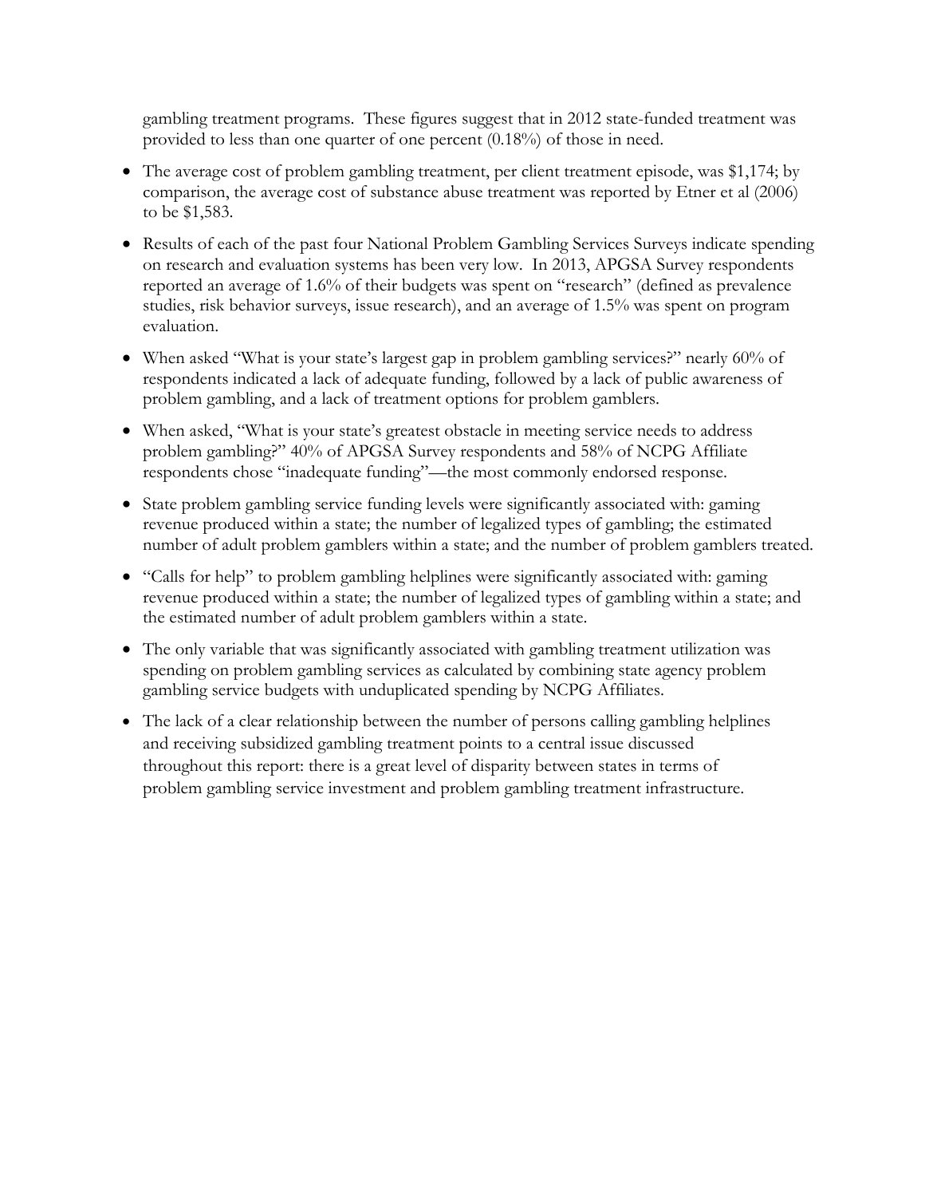gambling treatment programs. These figures suggest that in 2012 state-funded treatment was provided to less than one quarter of one percent (0.18%) of those in need.

- The average cost of problem gambling treatment, per client treatment episode, was $1,174; by comparison, the average cost of substance abuse treatment was reported by Etner et al (2006) to be $1,583.
- Results of each of the past four National Problem Gambling Services Surveys indicate spending on research and evaluation systems has been very low. In 2013, APGSA Survey respondents reported an average of 1.6% of their budgets was spent on "research" (defined as prevalence studies, risk behavior surveys, issue research), and an average of 1.5% was spent on program evaluation.
- When asked "What is your state's largest gap in problem gambling services?" nearly 60% of respondents indicated a lack of adequate funding, followed by a lack of public awareness of problem gambling, and a lack of treatment options for problem gamblers.
- When asked, "What is your state's greatest obstacle in meeting service needs to address problem gambling?" 40% of APGSA Survey respondents and 58% of NCPG Affiliate respondents chose "inadequate funding"—the most commonly endorsed response.
- State problem gambling service funding levels were significantly associated with: gaming revenue produced within a state; the number of legalized types of gambling; the estimated number of adult problem gamblers within a state; and the number of problem gamblers treated.
- "Calls for help" to problem gambling helplines were significantly associated with: gaming revenue produced within a state; the number of legalized types of gambling within a state; and the estimated number of adult problem gamblers within a state.
- The only variable that was significantly associated with gambling treatment utilization was spending on problem gambling services as calculated by combining state agency problem gambling service budgets with unduplicated spending by NCPG Affiliates.
- The lack of a clear relationship between the number of persons calling gambling helplines and receiving subsidized gambling treatment points to a central issue discussed throughout this report: there is a great level of disparity between states in terms of problem gambling service investment and problem gambling treatment infrastructure.